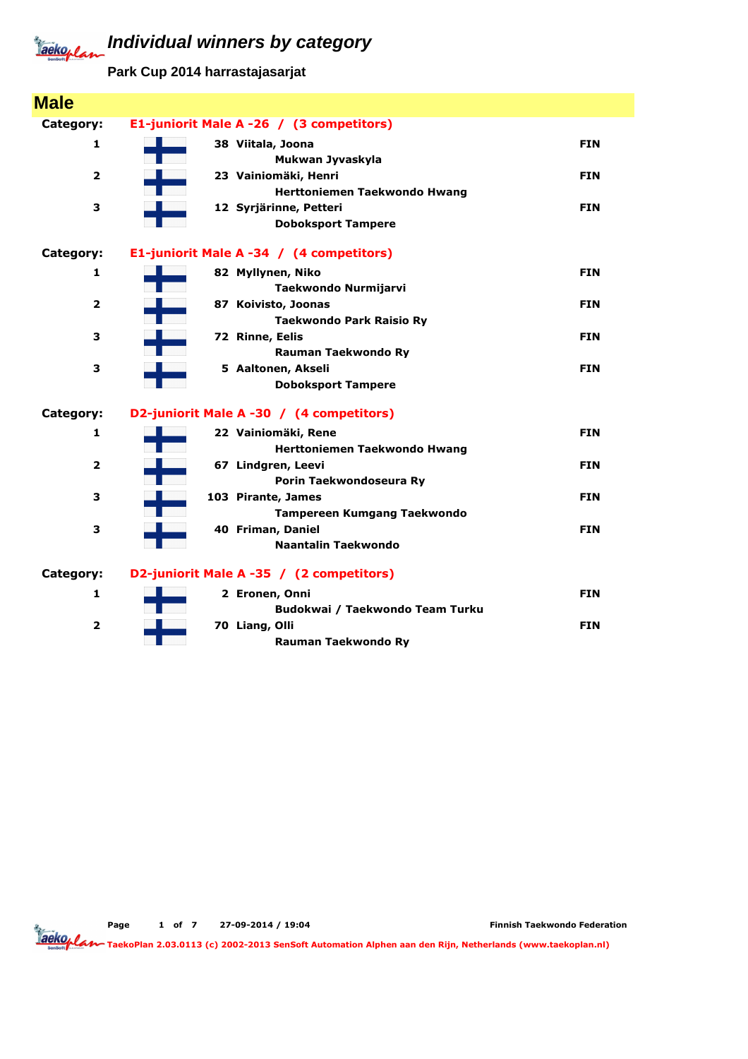# Individual winners by category

**Park Cup 2014 harrastajasarjat**

## Male

**Category: E1-juniorit Male A -26 / (3 competitors)**

| Place | No. | Name / Club | Country |
|---|---|---|---|
| 1 | 38 | **Viitala, Joona**<br>Mukwan Jyvaskyla | FIN |
| 2 | 23 | **Vainiomäki, Henri**<br>Herttoniemen Taekwondo Hwang | FIN |
| 3 | 12 | **Syrjärinne, Petteri**<br>Doboksport Tampere | FIN |

**Category: E1-juniorit Male A -34 / (4 competitors)**

| Place | No. | Name / Club | Country |
|---|---|---|---|
| 1 | 82 | **Myllynen, Niko**<br>Taekwondo Nurmijarvi | FIN |
| 2 | 87 | **Koivisto, Joonas**<br>Taekwondo Park Raisio Ry | FIN |
| 3 | 72 | **Rinne, Eelis**<br>Rauman Taekwondo Ry | FIN |
| 3 | 5 | **Aaltonen, Akseli**<br>Doboksport Tampere | FIN |

**Category: D2-juniorit Male A -30 / (4 competitors)**

| Place | No. | Name / Club | Country |
|---|---|---|---|
| 1 | 22 | **Vainiomäki, Rene**<br>Herttoniemen Taekwondo Hwang | FIN |
| 2 | 67 | **Lindgren, Leevi**<br>Porin Taekwondoseura Ry | FIN |
| 3 | 103 | **Pirante, James**<br>Tampereen Kumgang Taekwondo | FIN |
| 3 | 40 | **Friman, Daniel**<br>Naantalin Taekwondo | FIN |

**Category: D2-juniorit Male A -35 / (2 competitors)**

| Place | No. | Name / Club | Country |
|---|---|---|---|
| 1 | 2 | **Eronen, Onni**<br>Budokwai / Taekwondo Team Turku | FIN |
| 2 | 70 | **Liang, Olli**<br>Rauman Taekwondo Ry | FIN |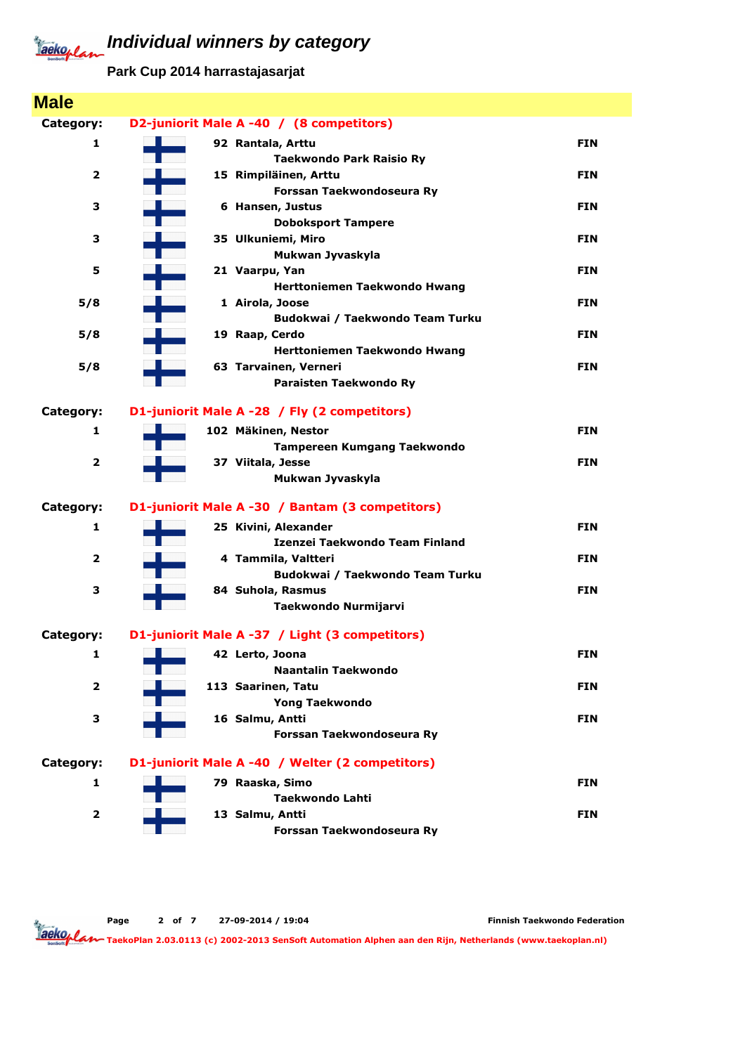# Individual winners by category

**Park Cup 2014 harrastajasarjat**

## Male

**Category: D2-juniorit Male A -40 / (8 competitors)**

| Place | No. | Name / Club | Country |
|---|---|---|---|
| 1 | 92 | Rantala, Arttu<br>Taekwondo Park Raisio Ry | FIN |
| 2 | 15 | Rimpiläinen, Arttu<br>Forssan Taekwondoseura Ry | FIN |
| 3 | 6 | Hansen, Justus<br>Doboksport Tampere | FIN |
| 3 | 35 | Ulkuniemi, Miro<br>Mukwan Jyvaskyla | FIN |
| 5 | 21 | Vaarpu, Yan<br>Herttoniemen Taekwondo Hwang | FIN |
| 5/8 | 1 | Airola, Joose<br>Budokwai / Taekwondo Team Turku | FIN |
| 5/8 | 19 | Raap, Cerdo<br>Herttoniemen Taekwondo Hwang | FIN |
| 5/8 | 63 | Tarvainen, Verneri<br>Paraisten Taekwondo Ry | FIN |

**Category: D1-juniorit Male A -28 / Fly (2 competitors)**

| Place | No. | Name / Club | Country |
|---|---|---|---|
| 1 | 102 | Mäkinen, Nestor<br>Tampereen Kumgang Taekwondo | FIN |
| 2 | 37 | Viitala, Jesse<br>Mukwan Jyvaskyla | FIN |

**Category: D1-juniorit Male A -30 / Bantam (3 competitors)**

| Place | No. | Name / Club | Country |
|---|---|---|---|
| 1 | 25 | Kivini, Alexander<br>Izenzei Taekwondo Team Finland | FIN |
| 2 | 4 | Tammila, Valtteri<br>Budokwai / Taekwondo Team Turku | FIN |
| 3 | 84 | Suhola, Rasmus<br>Taekwondo Nurmijarvi | FIN |

**Category: D1-juniorit Male A -37 / Light (3 competitors)**

| Place | No. | Name / Club | Country |
|---|---|---|---|
| 1 | 42 | Lerto, Joona<br>Naantalin Taekwondo | FIN |
| 2 | 113 | Saarinen, Tatu<br>Yong Taekwondo | FIN |
| 3 | 16 | Salmu, Antti<br>Forssan Taekwondoseura Ry | FIN |

**Category: D1-juniorit Male A -40 / Welter (2 competitors)**

| Place | No. | Name / Club | Country |
|---|---|---|---|
| 1 | 79 | Raaska, Simo<br>Taekwondo Lahti | FIN |
| 2 | 13 | Salmu, Antti<br>Forssan Taekwondoseura Ry | FIN |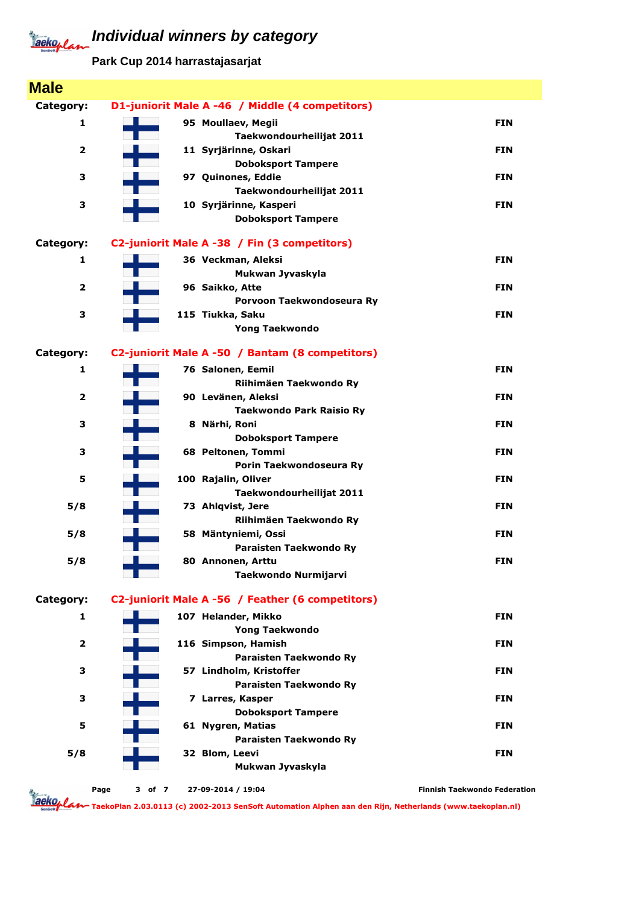# Individual winners by category

**Park Cup 2014 harrastajasarjat**

## Male

### Category: D1-juniorit Male A -46 / Middle (4 competitors)

| Place | No. | Name | Club | Country |
|---|---|---|---|---|
| 1 | 95 | Moullaev, Megii | Taekwondourheilijat 2011 | FIN |
| 2 | 11 | Syrjärinne, Oskari | Doboksport Tampere | FIN |
| 3 | 97 | Quinones, Eddie | Taekwondourheilijat 2011 | FIN |
| 3 | 10 | Syrjärinne, Kasperi | Doboksport Tampere | FIN |

### Category: C2-juniorit Male A -38 / Fin (3 competitors)

| Place | No. | Name | Club | Country |
|---|---|---|---|---|
| 1 | 36 | Veckman, Aleksi | Mukwan Jyvaskyla | FIN |
| 2 | 96 | Saikko, Atte | Porvoon Taekwondoseura Ry | FIN |
| 3 | 115 | Tiukka, Saku | Yong Taekwondo | FIN |

### Category: C2-juniorit Male A -50 / Bantam (8 competitors)

| Place | No. | Name | Club | Country |
|---|---|---|---|---|
| 1 | 76 | Salonen, Eemil | Riihimäen Taekwondo Ry | FIN |
| 2 | 90 | Levänen, Aleksi | Taekwondo Park Raisio Ry | FIN |
| 3 | 8 | Närhi, Roni | Doboksport Tampere | FIN |
| 3 | 68 | Peltonen, Tommi | Porin Taekwondoseura Ry | FIN |
| 5 | 100 | Rajalin, Oliver | Taekwondourheilijat 2011 | FIN |
| 5/8 | 73 | Ahlqvist, Jere | Riihimäen Taekwondo Ry | FIN |
| 5/8 | 58 | Mäntyniemi, Ossi | Paraisten Taekwondo Ry | FIN |
| 5/8 | 80 | Annonen, Arttu | Taekwondo Nurmijarvi | FIN |

### Category: C2-juniorit Male A -56 / Feather (6 competitors)

| Place | No. | Name | Club | Country |
|---|---|---|---|---|
| 1 | 107 | Helander, Mikko | Yong Taekwondo | FIN |
| 2 | 116 | Simpson, Hamish | Paraisten Taekwondo Ry | FIN |
| 3 | 57 | Lindholm, Kristoffer | Paraisten Taekwondo Ry | FIN |
| 3 | 7 | Larres, Kasper | Doboksport Tampere | FIN |
| 5 | 61 | Nygren, Matias | Paraisten Taekwondo Ry | FIN |
| 5/8 | 32 | Blom, Leevi | Mukwan Jyvaskyla | FIN |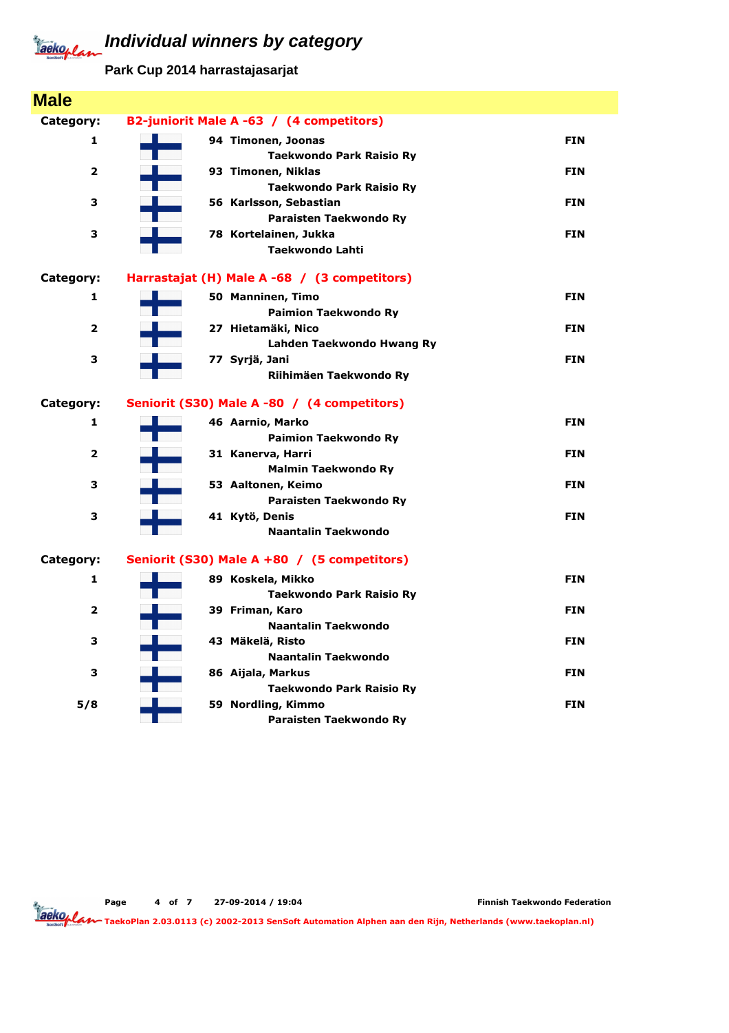# Individual winners by category

**Park Cup 2014 harrastajasarjat**

## Male

**Category: B2-juniorit Male A -63 / (4 competitors)**

| Place | No. | Name / Club | Country |
|---|---|---|---|
| 1 | 94 | Timonen, Joonas<br>Taekwondo Park Raisio Ry | FIN |
| 2 | 93 | Timonen, Niklas<br>Taekwondo Park Raisio Ry | FIN |
| 3 | 56 | Karlsson, Sebastian<br>Paraisten Taekwondo Ry | FIN |
| 3 | 78 | Kortelainen, Jukka<br>Taekwondo Lahti | FIN |

**Category: Harrastajat (H) Male A -68 / (3 competitors)**

| Place | No. | Name / Club | Country |
|---|---|---|---|
| 1 | 50 | Manninen, Timo<br>Paimion Taekwondo Ry | FIN |
| 2 | 27 | Hietamäki, Nico<br>Lahden Taekwondo Hwang Ry | FIN |
| 3 | 77 | Syrjä, Jani<br>Riihimäen Taekwondo Ry | FIN |

**Category: Seniorit (S30) Male A -80 / (4 competitors)**

| Place | No. | Name / Club | Country |
|---|---|---|---|
| 1 | 46 | Aarnio, Marko<br>Paimion Taekwondo Ry | FIN |
| 2 | 31 | Kanerva, Harri<br>Malmin Taekwondo Ry | FIN |
| 3 | 53 | Aaltonen, Keimo<br>Paraisten Taekwondo Ry | FIN |
| 3 | 41 | Kytö, Denis<br>Naantalin Taekwondo | FIN |

**Category: Seniorit (S30) Male A +80 / (5 competitors)**

| Place | No. | Name / Club | Country |
|---|---|---|---|
| 1 | 89 | Koskela, Mikko<br>Taekwondo Park Raisio Ry | FIN |
| 2 | 39 | Friman, Karo<br>Naantalin Taekwondo | FIN |
| 3 | 43 | Mäkelä, Risto<br>Naantalin Taekwondo | FIN |
| 3 | 86 | Aijala, Markus<br>Taekwondo Park Raisio Ry | FIN |
| 5/8 | 59 | Nordling, Kimmo<br>Paraisten Taekwondo Ry | FIN |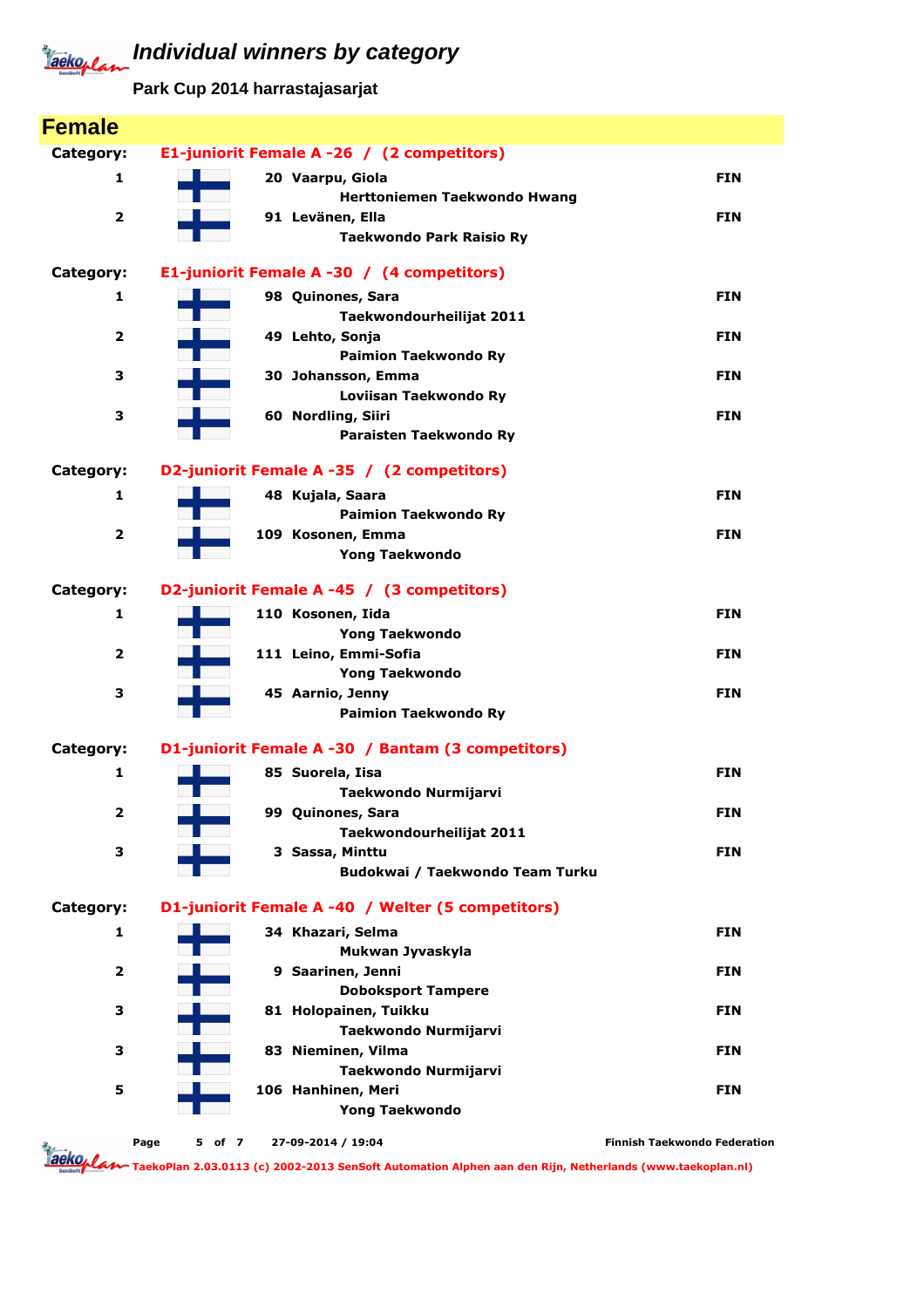# Individual winners by category

**Park Cup 2014 harrastajasarjat**

## Female

### Category: E1-juniorit Female A -26 / (2 competitors)

| Place | No. | Name / Club | Country |
|---|---|---|---|
| 1 | 20 | **Vaarpu, Giola**<br>Herttoniemen Taekwondo Hwang | FIN |
| 2 | 91 | **Levänen, Ella**<br>Taekwondo Park Raisio Ry | FIN |

### Category: E1-juniorit Female A -30 / (4 competitors)

| Place | No. | Name / Club | Country |
|---|---|---|---|
| 1 | 98 | **Quinones, Sara**<br>Taekwondourheilijat 2011 | FIN |
| 2 | 49 | **Lehto, Sonja**<br>Paimion Taekwondo Ry | FIN |
| 3 | 30 | **Johansson, Emma**<br>Loviisan Taekwondo Ry | FIN |
| 3 | 60 | **Nordling, Siiri**<br>Paraisten Taekwondo Ry | FIN |

### Category: D2-juniorit Female A -35 / (2 competitors)

| Place | No. | Name / Club | Country |
|---|---|---|---|
| 1 | 48 | **Kujala, Saara**<br>Paimion Taekwondo Ry | FIN |
| 2 | 109 | **Kosonen, Emma**<br>Yong Taekwondo | FIN |

### Category: D2-juniorit Female A -45 / (3 competitors)

| Place | No. | Name / Club | Country |
|---|---|---|---|
| 1 | 110 | **Kosonen, Iida**<br>Yong Taekwondo | FIN |
| 2 | 111 | **Leino, Emmi-Sofia**<br>Yong Taekwondo | FIN |
| 3 | 45 | **Aarnio, Jenny**<br>Paimion Taekwondo Ry | FIN |

### Category: D1-juniorit Female A -30 / Bantam (3 competitors)

| Place | No. | Name / Club | Country |
|---|---|---|---|
| 1 | 85 | **Suorela, Iisa**<br>Taekwondo Nurmijarvi | FIN |
| 2 | 99 | **Quinones, Sara**<br>Taekwondourheilijat 2011 | FIN |
| 3 | 3 | **Sassa, Minttu**<br>Budokwai / Taekwondo Team Turku | FIN |

### Category: D1-juniorit Female A -40 / Welter (5 competitors)

| Place | No. | Name / Club | Country |
|---|---|---|---|
| 1 | 34 | **Khazari, Selma**<br>Mukwan Jyvaskyla | FIN |
| 2 | 9 | **Saarinen, Jenni**<br>Doboksport Tampere | FIN |
| 3 | 81 | **Holopainen, Tuikku**<br>Taekwondo Nurmijarvi | FIN |
| 3 | 83 | **Nieminen, Vilma**<br>Taekwondo Nurmijarvi | FIN |
| 5 | 106 | **Hanhinen, Meri**<br>Yong Taekwondo | FIN |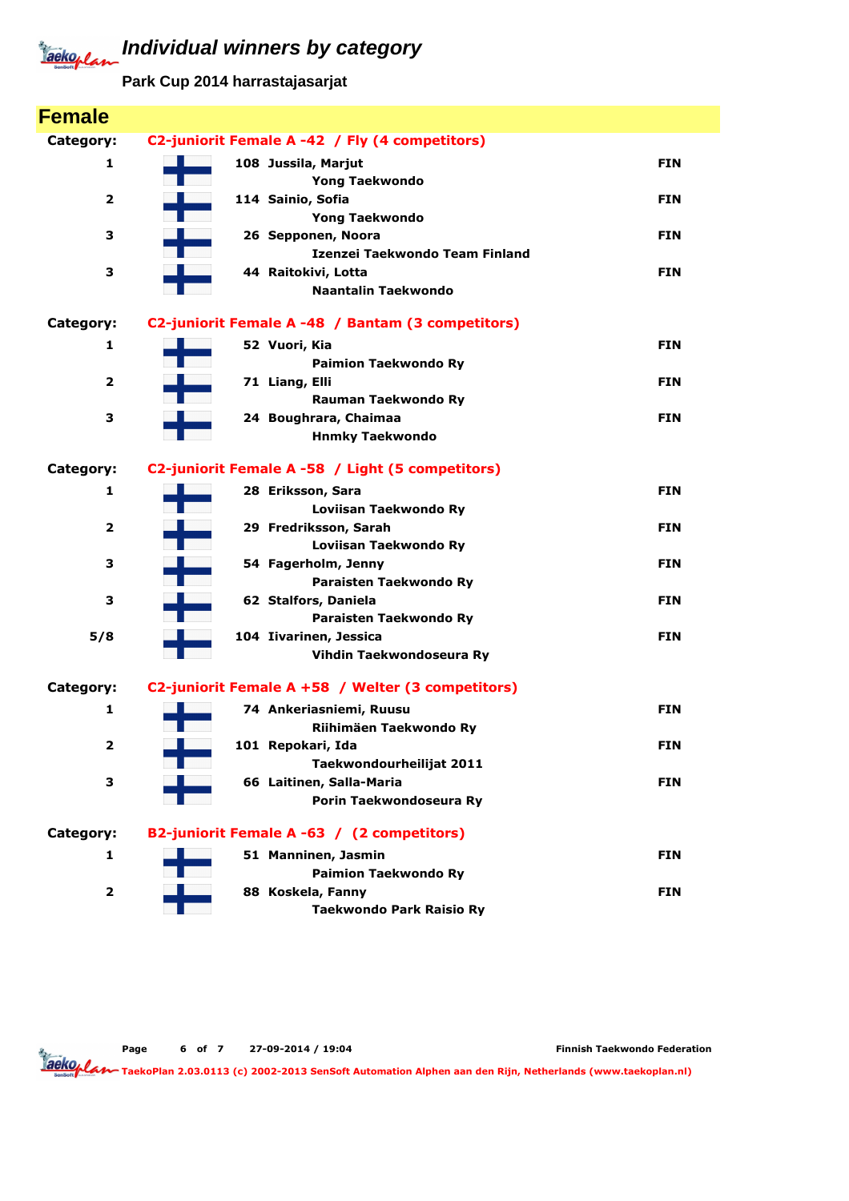# Individual winners by category

**Park Cup 2014 harrastajasarjat**

## Female

**Category: C2-juniorit Female A -42 / Fly (4 competitors)**

| Place | No. | Name / Club | Country |
|---|---|---|---|
| 1 | 108 | Jussila, Marjut<br>Yong Taekwondo | FIN |
| 2 | 114 | Sainio, Sofia<br>Yong Taekwondo | FIN |
| 3 | 26 | Sepponen, Noora<br>Izenzei Taekwondo Team Finland | FIN |
| 3 | 44 | Raitokivi, Lotta<br>Naantalin Taekwondo | FIN |

**Category: C2-juniorit Female A -48 / Bantam (3 competitors)**

| Place | No. | Name / Club | Country |
|---|---|---|---|
| 1 | 52 | Vuori, Kia<br>Paimion Taekwondo Ry | FIN |
| 2 | 71 | Liang, Elli<br>Rauman Taekwondo Ry | FIN |
| 3 | 24 | Boughrara, Chaimaa<br>Hnmky Taekwondo | FIN |

**Category: C2-juniorit Female A -58 / Light (5 competitors)**

| Place | No. | Name / Club | Country |
|---|---|---|---|
| 1 | 28 | Eriksson, Sara<br>Loviisan Taekwondo Ry | FIN |
| 2 | 29 | Fredriksson, Sarah<br>Loviisan Taekwondo Ry | FIN |
| 3 | 54 | Fagerholm, Jenny<br>Paraisten Taekwondo Ry | FIN |
| 3 | 62 | Stalfors, Daniela<br>Paraisten Taekwondo Ry | FIN |
| 5/8 | 104 | Iivarinen, Jessica<br>Vihdin Taekwondoseura Ry | FIN |

**Category: C2-juniorit Female A +58 / Welter (3 competitors)**

| Place | No. | Name / Club | Country |
|---|---|---|---|
| 1 | 74 | Ankeriasniemi, Ruusu<br>Riihimäen Taekwondo Ry | FIN |
| 2 | 101 | Repokari, Ida<br>Taekwondourheilijat 2011 | FIN |
| 3 | 66 | Laitinen, Salla-Maria<br>Porin Taekwondoseura Ry | FIN |

**Category: B2-juniorit Female A -63 / (2 competitors)**

| Place | No. | Name / Club | Country |
|---|---|---|---|
| 1 | 51 | Manninen, Jasmin<br>Paimion Taekwondo Ry | FIN |
| 2 | 88 | Koskela, Fanny<br>Taekwondo Park Raisio Ry | FIN |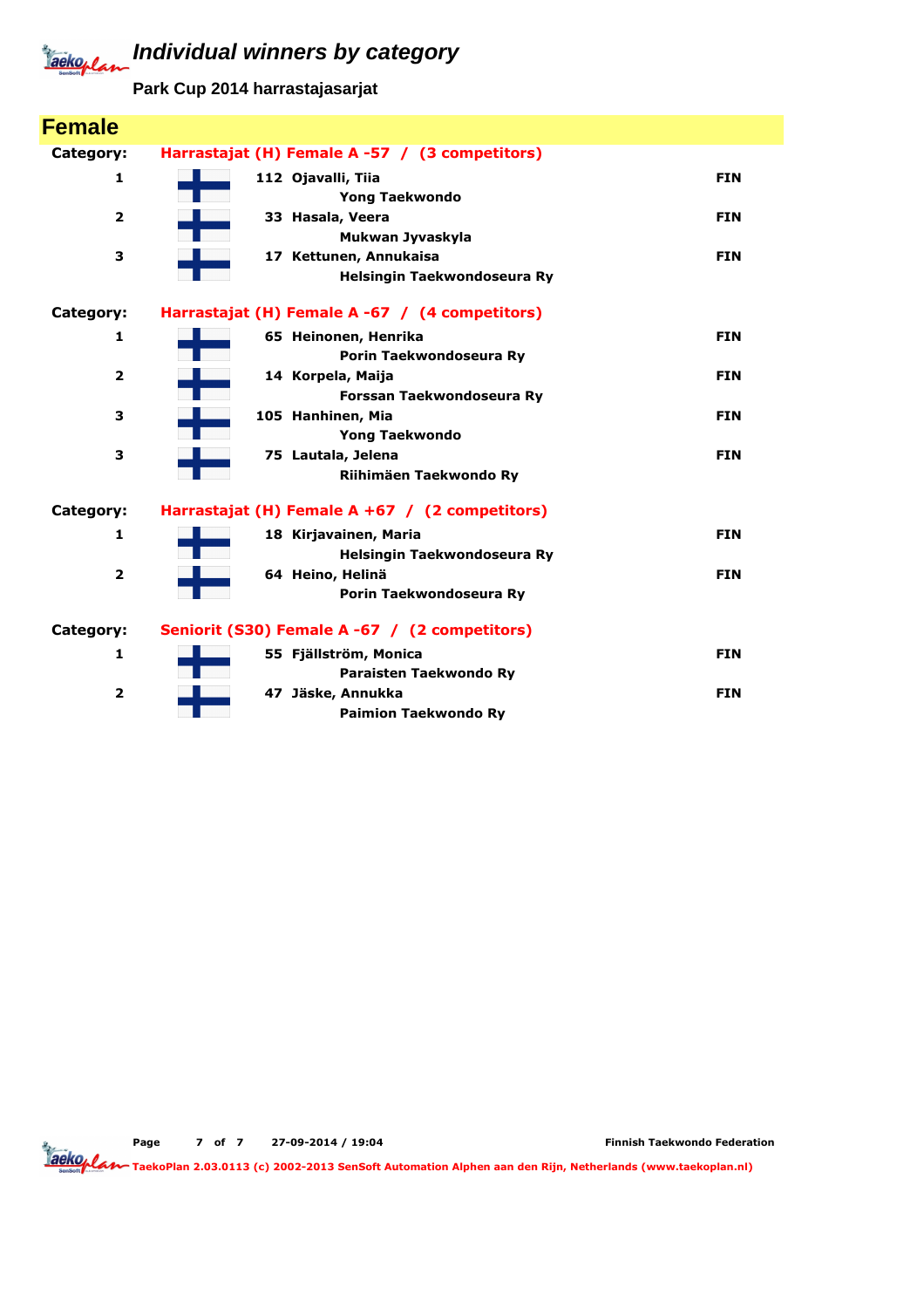# Individual winners by category

**Park Cup 2014 harrastajasarjat**

## Female

### Category: Harrastajat (H) Female A -57 / (3 competitors)

| | | | |
|---|---|---|---|
| 1 | 112 | Ojavalli, Tiia<br>Yong Taekwondo | FIN |
| 2 | 33 | Hasala, Veera<br>Mukwan Jyvaskyla | FIN |
| 3 | 17 | Kettunen, Annukaisa<br>Helsingin Taekwondoseura Ry | FIN |

### Category: Harrastajat (H) Female A -67 / (4 competitors)

| | | | |
|---|---|---|---|
| 1 | 65 | Heinonen, Henrika<br>Porin Taekwondoseura Ry | FIN |
| 2 | 14 | Korpela, Maija<br>Forssan Taekwondoseura Ry | FIN |
| 3 | 105 | Hanhinen, Mia<br>Yong Taekwondo | FIN |
| 3 | 75 | Lautala, Jelena<br>Riihimäen Taekwondo Ry | FIN |

### Category: Harrastajat (H) Female A +67 / (2 competitors)

| | | | |
|---|---|---|---|
| 1 | 18 | Kirjavainen, Maria<br>Helsingin Taekwondoseura Ry | FIN |
| 2 | 64 | Heino, Helinä<br>Porin Taekwondoseura Ry | FIN |

### Category: Seniorit (S30) Female A -67 / (2 competitors)

| | | | |
|---|---|---|---|
| 1 | 55 | Fjällström, Monica<br>Paraisten Taekwondo Ry | FIN |
| 2 | 47 | Jäske, Annukka<br>Paimion Taekwondo Ry | FIN |

27-09-2014 / 19:04

Finnish Taekwondo Federation

TaekoPlan 2.03.0113 (c) 2002-2013 SenSoft Automation Alphen aan den Rijn, Netherlands (www.taekoplan.nl)